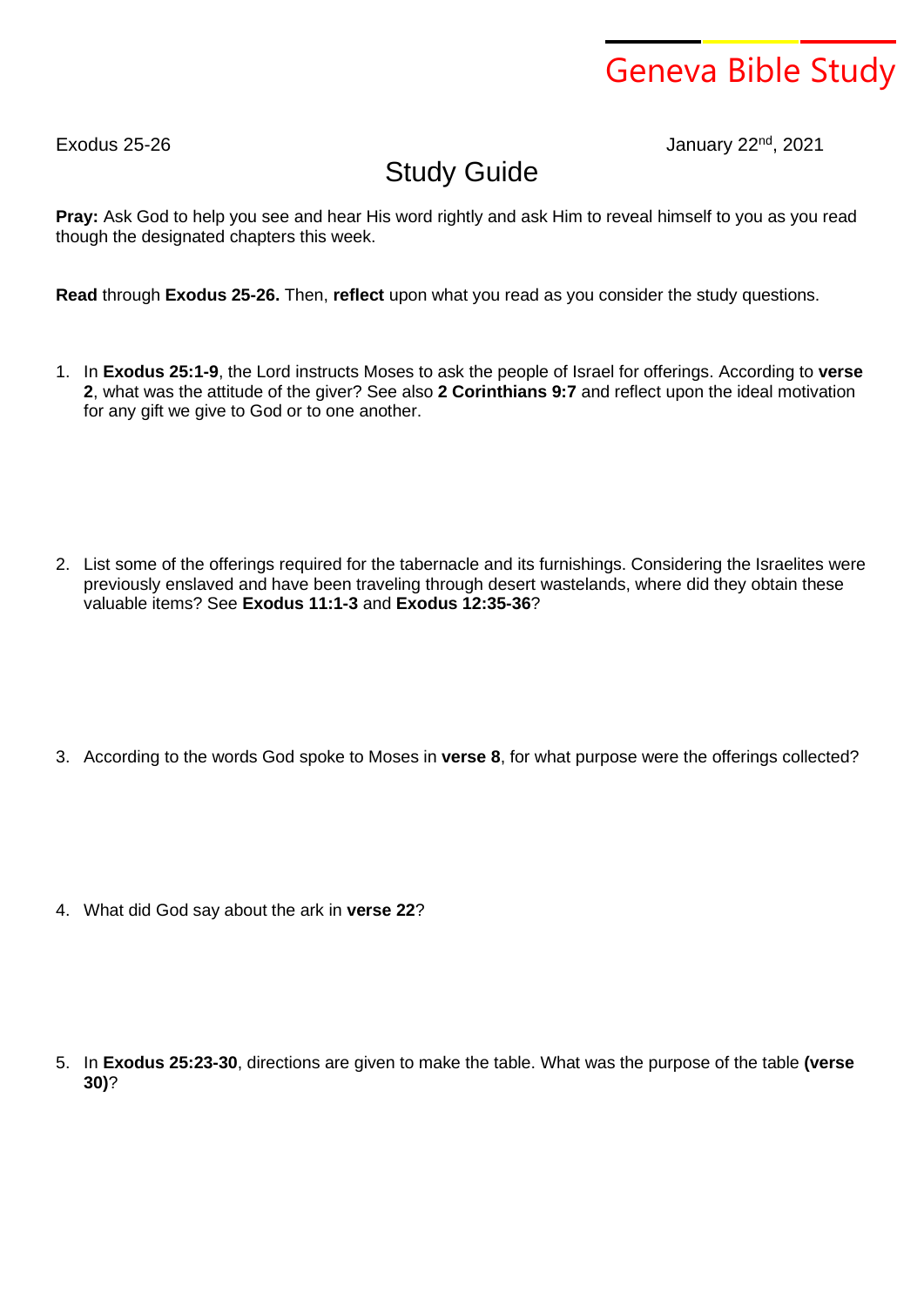# Geneva Bible Study

Exodus 25-26 January 22nd, 2021

## Study Guide

**Pray:** Ask God to help you see and hear His word rightly and ask Him to reveal himself to you as you read though the designated chapters this week.

**Read** through **Exodus 25-26.** Then, **reflect** upon what you read as you consider the study questions.

1. In **Exodus 25:1-9**, the Lord instructs Moses to ask the people of Israel for offerings. According to **verse 2**, what was the attitude of the giver? See also **2 Corinthians 9:7** and reflect upon the ideal motivation for any gift we give to God or to one another.

2. List some of the offerings required for the tabernacle and its furnishings. Considering the Israelites were previously enslaved and have been traveling through desert wastelands, where did they obtain these valuable items? See **Exodus 11:1-3** and **Exodus 12:35-36**?

3. According to the words God spoke to Moses in **verse 8**, for what purpose were the offerings collected?

4. What did God say about the ark in **verse 22**?

5. In **Exodus 25:23-30**, directions are given to make the table. What was the purpose of the table **(verse 30)**?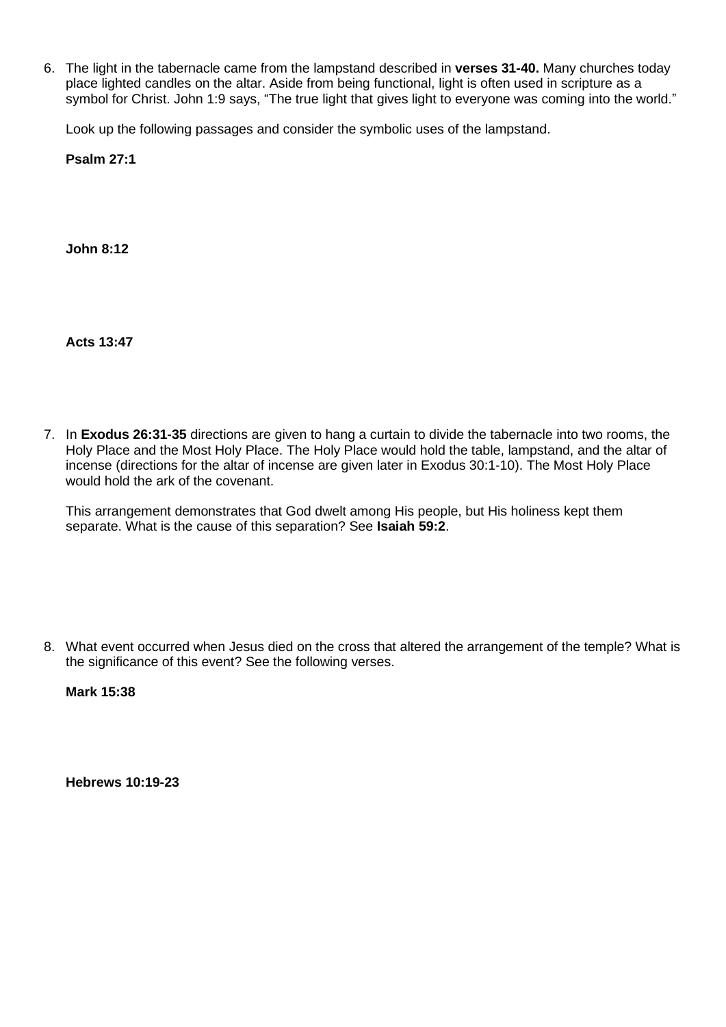6. The light in the tabernacle came from the lampstand described in **verses 31-40.** Many churches today place lighted candles on the altar. Aside from being functional, light is often used in scripture as a symbol for Christ. John 1:9 says, “The true light that gives light to everyone was coming into the world.”

   Look up the following passages and consider the symbolic uses of the lampstand.

   **Psalm 27:1**

   **John 8:12**

   **Acts 13:47**

7. In **Exodus 26:31-35** directions are given to hang a curtain to divide the tabernacle into two rooms, the Holy Place and the Most Holy Place. The Holy Place would hold the table, lampstand, and the altar of incense (directions for the altar of incense are given later in Exodus 30:1-10). The Most Holy Place would hold the ark of the covenant.

   This arrangement demonstrates that God dwelt among His people, but His holiness kept them separate. What is the cause of this separation? See **Isaiah 59:2**.

8. What event occurred when Jesus died on the cross that altered the arrangement of the temple? What is the significance of this event? See the following verses.

   **Mark 15:38**

   **Hebrews 10:19-23**